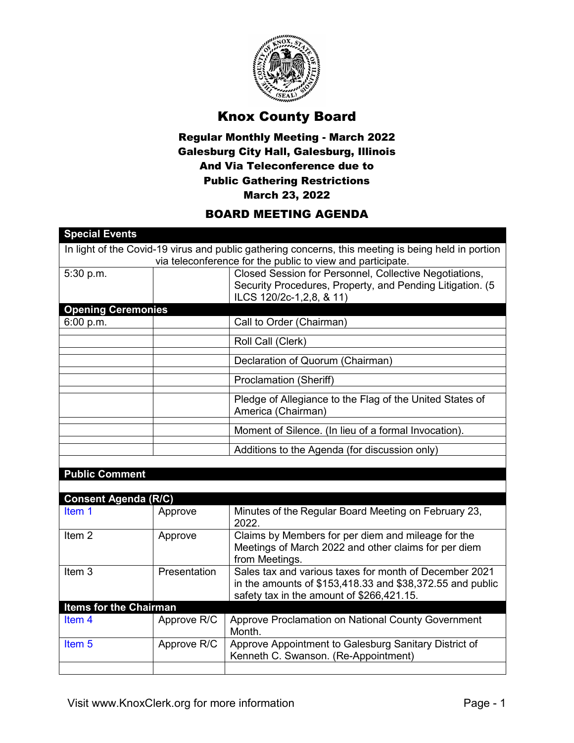# Knox County Board

### Regular Monthly Meeting - March 2022
### Galesburg City Hall, Galesburg, Illinois
### And Via Teleconference due to
### Public Gathering Restrictions
### March 23, 2022

## BOARD MEETING AGENDA

| **Special Events** | | |
|---|---|---|
| In light of the Covid-19 virus and public gathering concerns, this meeting is being held in portion via teleconference for the public to view and participate. | | |
| 5:30 p.m. | | Closed Session for Personnel, Collective Negotiations, Security Procedures, Property, and Pending Litigation. (5 ILCS 120/2c-1,2,8, & 11) |
| **Opening Ceremonies** | | |
| 6:00 p.m. | | Call to Order (Chairman) |
| | | Roll Call (Clerk) |
| | | Declaration of Quorum (Chairman) |
| | | Proclamation (Sheriff) |
| | | Pledge of Allegiance to the Flag of the United States of America (Chairman) |
| | | Moment of Silence. (In lieu of a formal Invocation). |
| | | Additions to the Agenda (for discussion only) |
| **Public Comment** | | |
| **Consent Agenda (R/C)** | | |
| Item 1 | Approve | Minutes of the Regular Board Meeting on February 23, 2022. |
| Item 2 | Approve | Claims by Members for per diem and mileage for the Meetings of March 2022 and other claims for per diem from Meetings. |
| Item 3 | Presentation | Sales tax and various taxes for month of December 2021 in the amounts of $153,418.33 and $38,372.55 and public safety tax in the amount of $266,421.15. |
| **Items for the Chairman** | | |
| Item 4 | Approve R/C | Approve Proclamation on National County Government Month. |
| Item 5 | Approve R/C | Approve Appointment to Galesburg Sanitary District of Kenneth C. Swanson. (Re-Appointment) |

Visit www.KnoxClerk.org for more information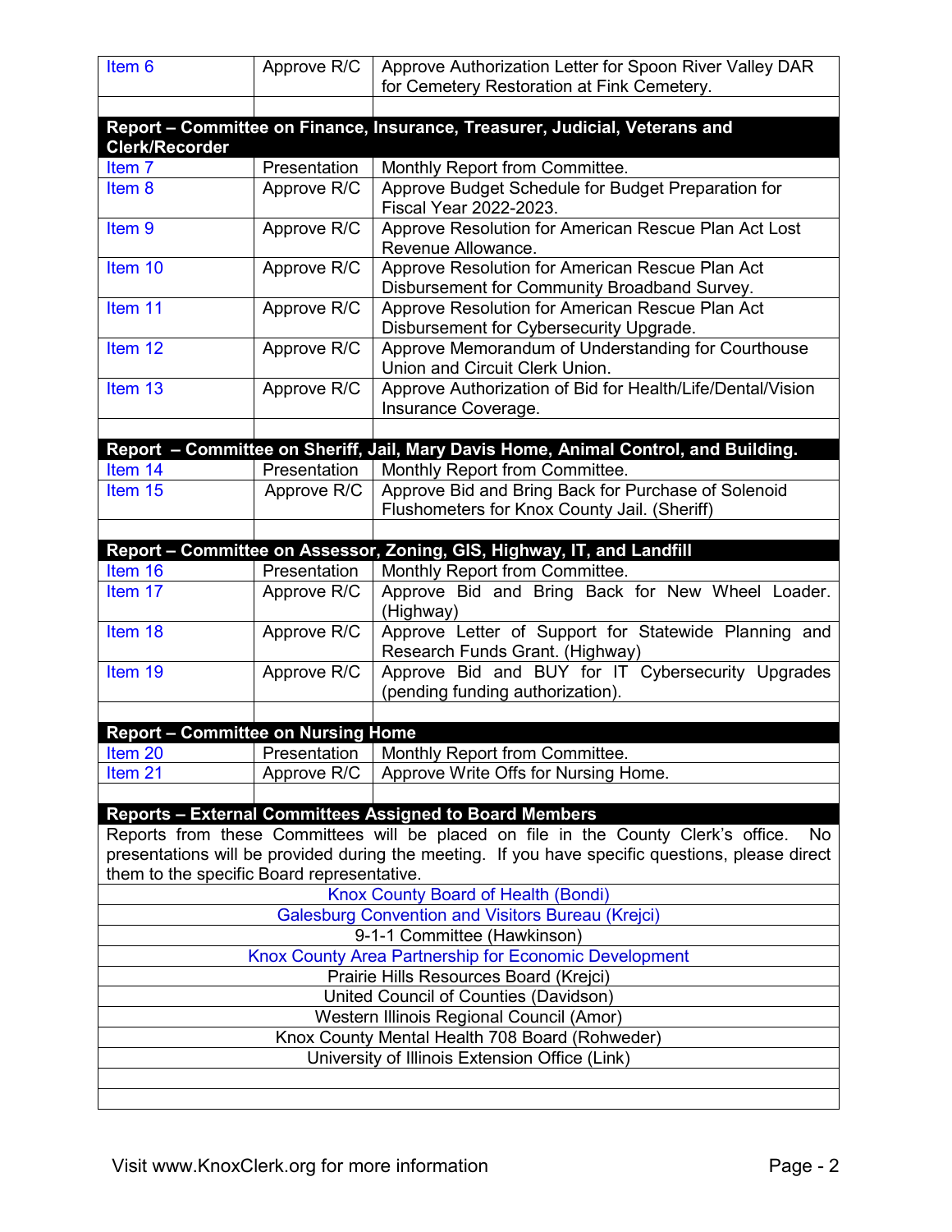| | | |
|---|---|---|
| Item 6 | Approve R/C | Approve Authorization Letter for Spoon River Valley DAR for Cemetery Restoration at Fink Cemetery. |
| | | |
| **Report – Committee on Finance, Insurance, Treasurer, Judicial, Veterans and Clerk/Recorder** | | |
| Item 7 | Presentation | Monthly Report from Committee. |
| Item 8 | Approve R/C | Approve Budget Schedule for Budget Preparation for Fiscal Year 2022-2023. |
| Item 9 | Approve R/C | Approve Resolution for American Rescue Plan Act Lost Revenue Allowance. |
| Item 10 | Approve R/C | Approve Resolution for American Rescue Plan Act Disbursement for Community Broadband Survey. |
| Item 11 | Approve R/C | Approve Resolution for American Rescue Plan Act Disbursement for Cybersecurity Upgrade. |
| Item 12 | Approve R/C | Approve Memorandum of Understanding for Courthouse Union and Circuit Clerk Union. |
| Item 13 | Approve R/C | Approve Authorization of Bid for Health/Life/Dental/Vision Insurance Coverage. |
| | | |
| **Report – Committee on Sheriff, Jail, Mary Davis Home, Animal Control, and Building.** | | |
| Item 14 | Presentation | Monthly Report from Committee. |
| Item 15 | Approve R/C | Approve Bid and Bring Back for Purchase of Solenoid Flushometers for Knox County Jail. (Sheriff) |
| | | |
| **Report – Committee on Assessor, Zoning, GIS, Highway, IT, and Landfill** | | |
| Item 16 | Presentation | Monthly Report from Committee. |
| Item 17 | Approve R/C | Approve Bid and Bring Back for New Wheel Loader. (Highway) |
| Item 18 | Approve R/C | Approve Letter of Support for Statewide Planning and Research Funds Grant. (Highway) |
| Item 19 | Approve R/C | Approve Bid and BUY for IT Cybersecurity Upgrades (pending funding authorization). |
| | | |
| **Report – Committee on Nursing Home** | | |
| Item 20 | Presentation | Monthly Report from Committee. |
| Item 21 | Approve R/C | Approve Write Offs for Nursing Home. |
| | | |
| **Reports – External Committees Assigned to Board Members** | | |

Reports from these Committees will be placed on file in the County Clerk's office. No presentations will be provided during the meeting. If you have specific questions, please direct them to the specific Board representative.

- Knox County Board of Health (Bondi)
- Galesburg Convention and Visitors Bureau (Krejci)
- 9-1-1 Committee (Hawkinson)
- Knox County Area Partnership for Economic Development
- Prairie Hills Resources Board (Krejci)
- United Council of Counties (Davidson)
- Western Illinois Regional Council (Amor)
- Knox County Mental Health 708 Board (Rohweder)
- University of Illinois Extension Office (Link)

Visit www.KnoxClerk.org for more information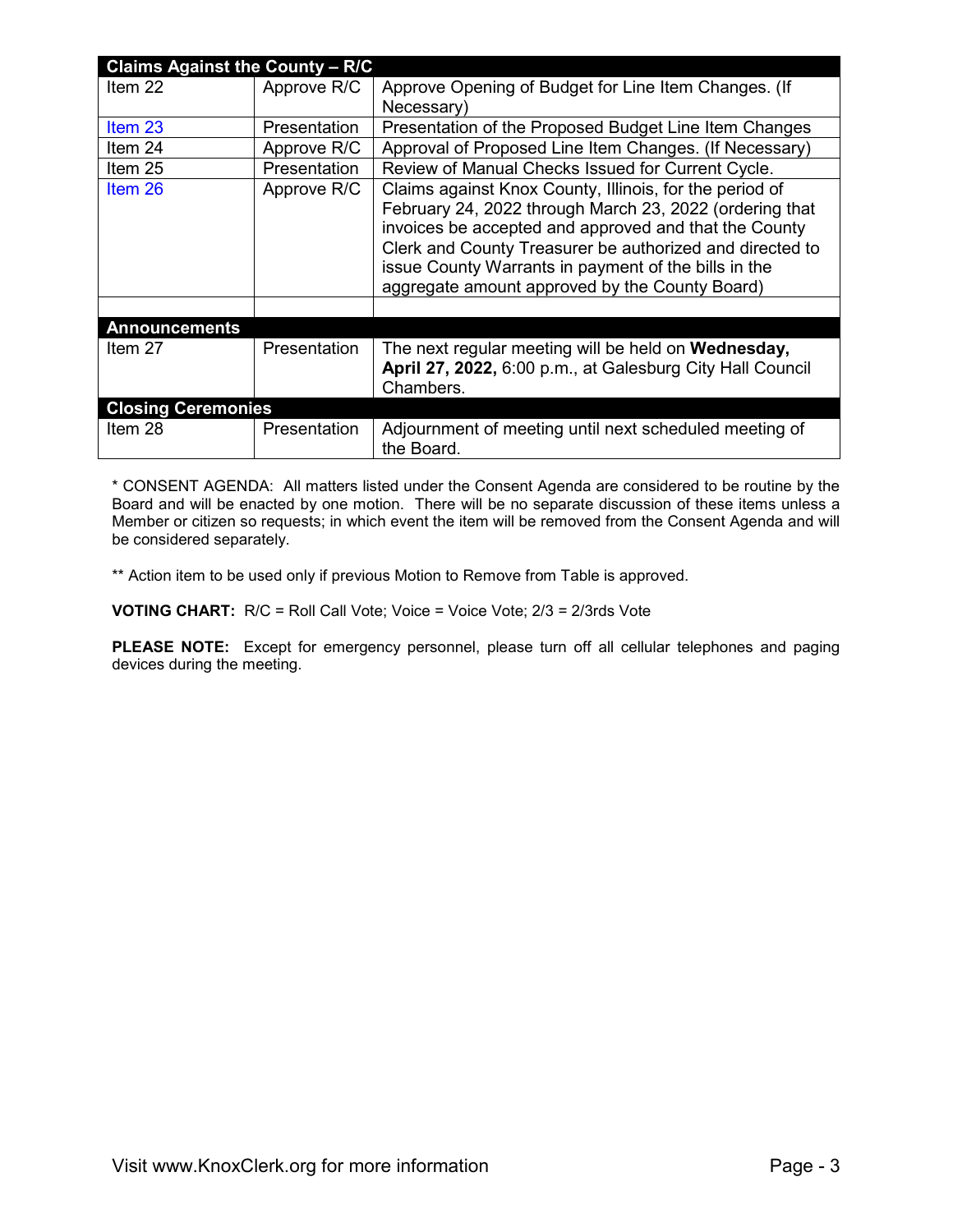| | | |
|---|---|---|
| **Claims Against the County – R/C** | | |
| Item 22 | Approve R/C | Approve Opening of Budget for Line Item Changes. (If Necessary) |
| Item 23 | Presentation | Presentation of the Proposed Budget Line Item Changes |
| Item 24 | Approve R/C | Approval of Proposed Line Item Changes. (If Necessary) |
| Item 25 | Presentation | Review of Manual Checks Issued for Current Cycle. |
| Item 26 | Approve R/C | Claims against Knox County, Illinois, for the period of February 24, 2022 through March 23, 2022 (ordering that invoices be accepted and approved and that the County Clerk and County Treasurer be authorized and directed to issue County Warrants in payment of the bills in the aggregate amount approved by the County Board) |
| | | |
| **Announcements** | | |
| Item 27 | Presentation | The next regular meeting will be held on **Wednesday, April 27, 2022,** 6:00 p.m., at Galesburg City Hall Council Chambers. |
| **Closing Ceremonies** | | |
| Item 28 | Presentation | Adjournment of meeting until next scheduled meeting of the Board. |

* CONSENT AGENDA: All matters listed under the Consent Agenda are considered to be routine by the Board and will be enacted by one motion. There will be no separate discussion of these items unless a Member or citizen so requests; in which event the item will be removed from the Consent Agenda and will be considered separately.

** Action item to be used only if previous Motion to Remove from Table is approved.

**VOTING CHART:** R/C = Roll Call Vote; Voice = Voice Vote; 2/3 = 2/3rds Vote

**PLEASE NOTE:** Except for emergency personnel, please turn off all cellular telephones and paging devices during the meeting.

Visit www.KnoxClerk.org for more information